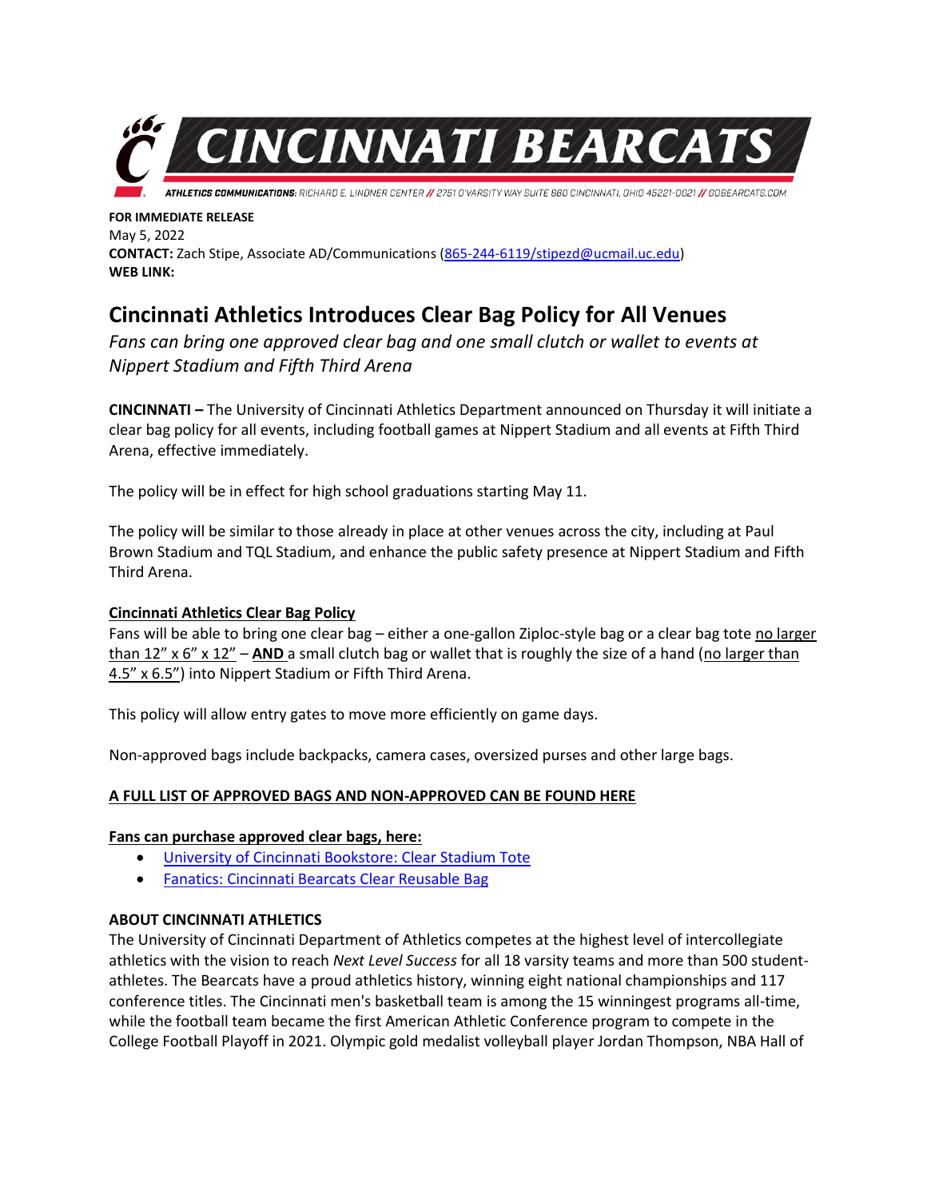# CINCINNATI BEARCATS

ATHLETICS COMMUNICATIONS: RICHARD E. LINDNER CENTER // 2751 O'VARSITY WAY SUITE 880 CINCINNATI, OHIO 45221-0021 // GOBEARCATS.COM

**FOR IMMEDIATE RELEASE**
May 5, 2022
**CONTACT:** Zach Stipe, Associate AD/Communications (865-244-6119/stipezd@ucmail.uc.edu)
**WEB LINK:**

## Cincinnati Athletics Introduces Clear Bag Policy for All Venues

*Fans can bring one approved clear bag and one small clutch or wallet to events at Nippert Stadium and Fifth Third Arena*

**CINCINNATI –** The University of Cincinnati Athletics Department announced on Thursday it will initiate a clear bag policy for all events, including football games at Nippert Stadium and all events at Fifth Third Arena, effective immediately.

The policy will be in effect for high school graduations starting May 11.

The policy will be similar to those already in place at other venues across the city, including at Paul Brown Stadium and TQL Stadium, and enhance the public safety presence at Nippert Stadium and Fifth Third Arena.

**Cincinnati Athletics Clear Bag Policy**

Fans will be able to bring one clear bag – either a one-gallon Ziploc-style bag or a clear bag tote no larger than 12" x 6" x 12" – **AND** a small clutch bag or wallet that is roughly the size of a hand (no larger than 4.5" x 6.5") into Nippert Stadium or Fifth Third Arena.

This policy will allow entry gates to move more efficiently on game days.

Non-approved bags include backpacks, camera cases, oversized purses and other large bags.

**A FULL LIST OF APPROVED BAGS AND NON-APPROVED CAN BE FOUND HERE**

**Fans can purchase approved clear bags, here:**

- University of Cincinnati Bookstore: Clear Stadium Tote
- Fanatics: Cincinnati Bearcats Clear Reusable Bag

**ABOUT CINCINNATI ATHLETICS**

The University of Cincinnati Department of Athletics competes at the highest level of intercollegiate athletics with the vision to reach *Next Level Success* for all 18 varsity teams and more than 500 student-athletes. The Bearcats have a proud athletics history, winning eight national championships and 117 conference titles. The Cincinnati men's basketball team is among the 15 winningest programs all-time, while the football team became the first American Athletic Conference program to compete in the College Football Playoff in 2021. Olympic gold medalist volleyball player Jordan Thompson, NBA Hall of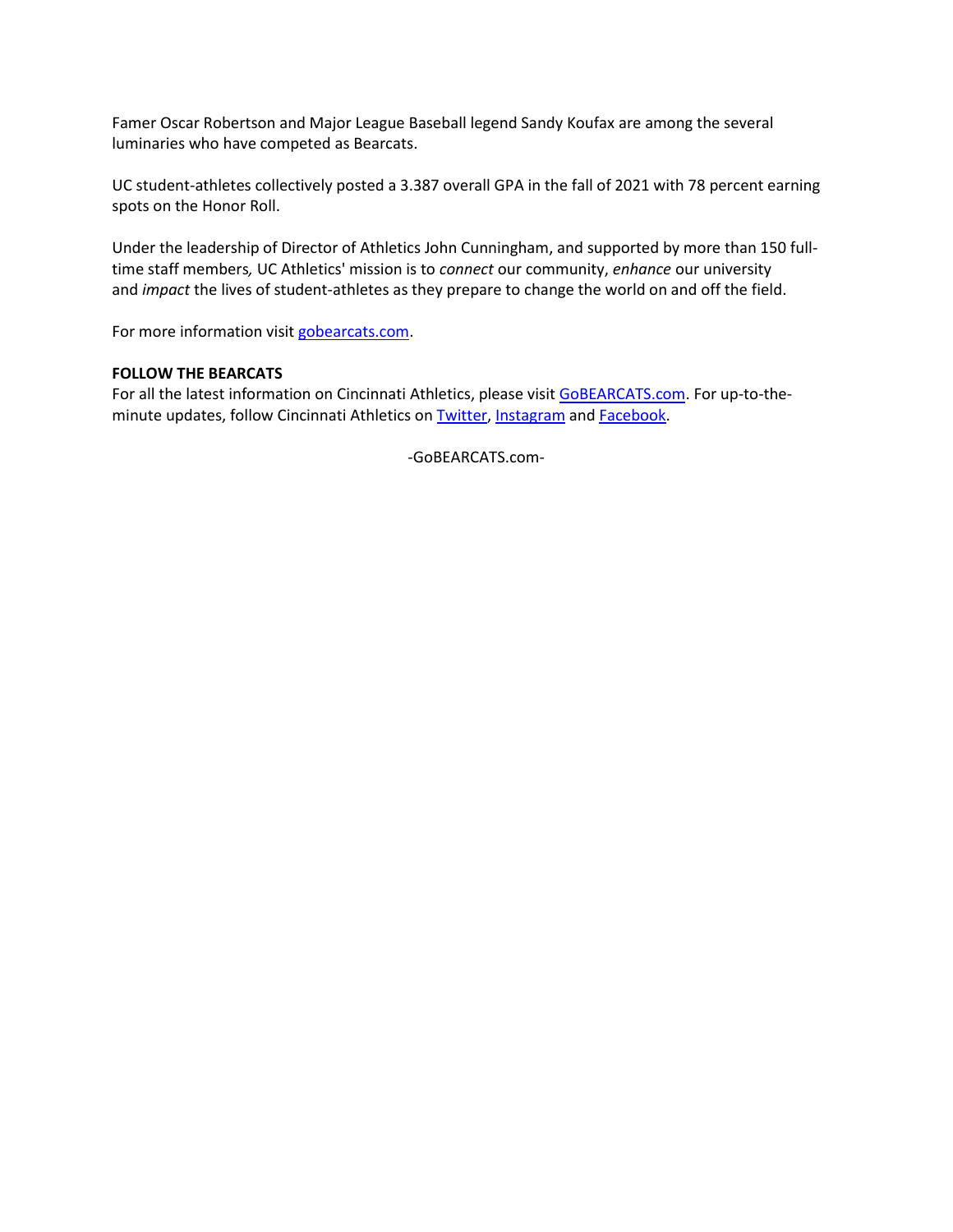Famer Oscar Robertson and Major League Baseball legend Sandy Koufax are among the several luminaries who have competed as Bearcats.

UC student-athletes collectively posted a 3.387 overall GPA in the fall of 2021 with 78 percent earning spots on the Honor Roll.

Under the leadership of Director of Athletics John Cunningham, and supported by more than 150 full-time staff members, UC Athletics' mission is to *connect* our community, *enhance* our university and *impact* the lives of student-athletes as they prepare to change the world on and off the field.

For more information visit [gobearcats.com](gobearcats.com).

**FOLLOW THE BEARCATS**
For all the latest information on Cincinnati Athletics, please visit [GoBEARCATS.com](GoBEARCATS.com). For up-to-the-minute updates, follow Cincinnati Athletics on [Twitter](), [Instagram]() and [Facebook]().

-GoBEARCATS.com-